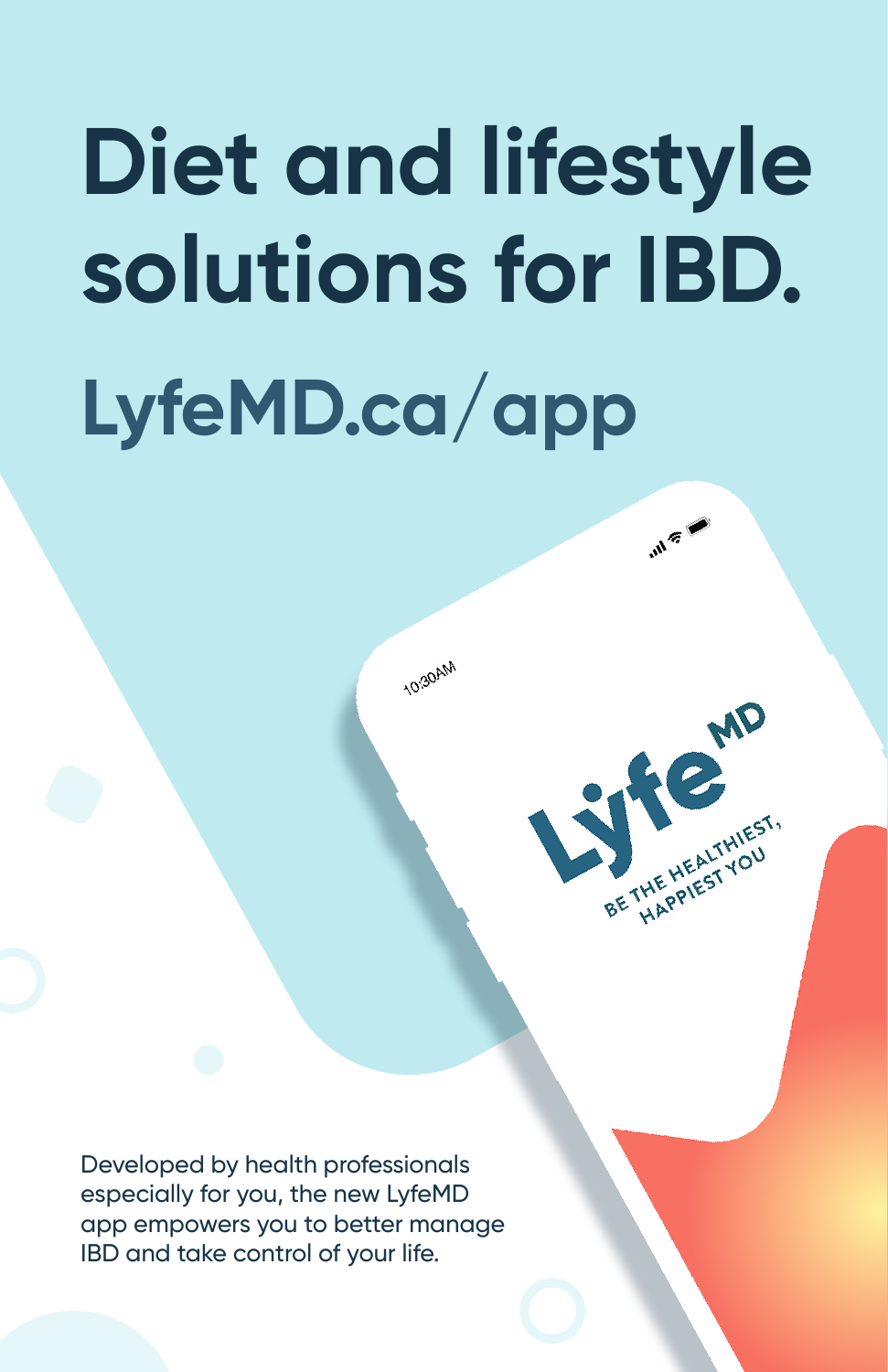# Diet and lifestyle solutions for IBD.

## LyfeMD.ca/app

Developed by health professionals especially for you, the new LyfeMD app empowers you to better manage IBD and take control of your life.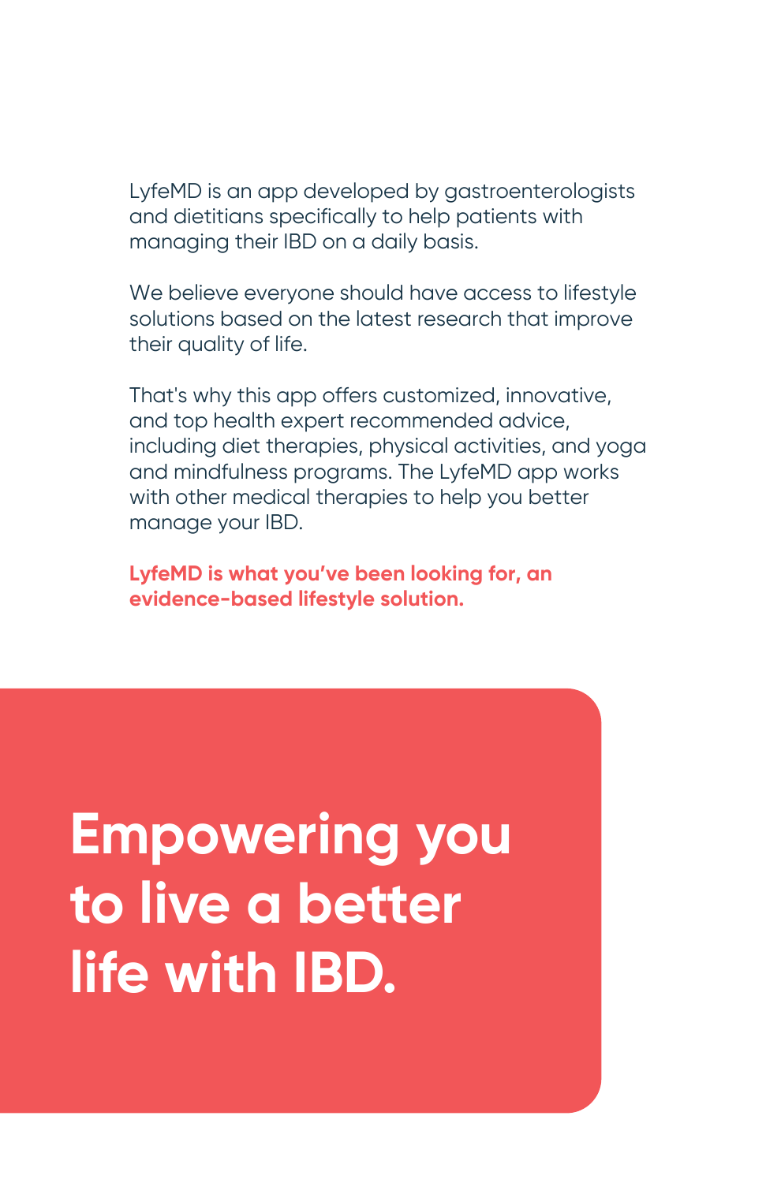LyfeMD is an app developed by gastroenterologists and dietitians specifically to help patients with managing their IBD on a daily basis.

We believe everyone should have access to lifestyle solutions based on the latest research that improve their quality of life.

That's why this app offers customized, innovative, and top health expert recommended advice, including diet therapies, physical activities, and yoga and mindfulness programs. The LyfeMD app works with other medical therapies to help you better manage your IBD.

**LyfeMD is what you've been looking for, an evidence-based lifestyle solution.**

# Empowering you to live a better life with IBD.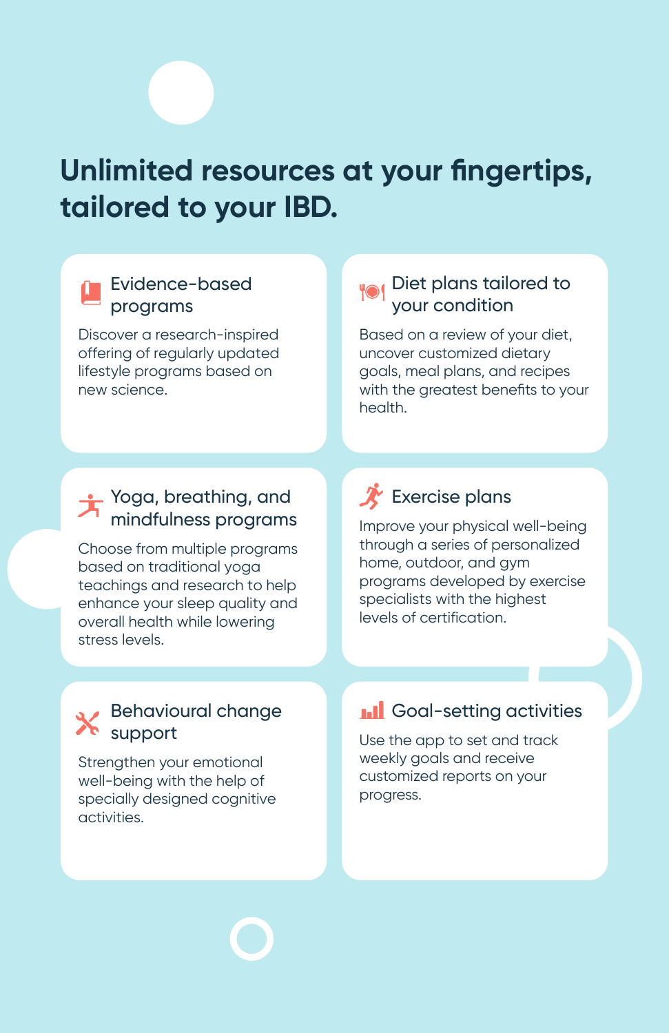# Unlimited resources at your fingertips, tailored to your IBD.

### Evidence-based programs

Discover a research-inspired offering of regularly updated lifestyle programs based on new science.

### Diet plans tailored to your condition

Based on a review of your diet, uncover customized dietary goals, meal plans, and recipes with the greatest benefits to your health.

### Yoga, breathing, and mindfulness programs

Choose from multiple programs based on traditional yoga teachings and research to help enhance your sleep quality and overall health while lowering stress levels.

### Exercise plans

Improve your physical well-being through a series of personalized home, outdoor, and gym programs developed by exercise specialists with the highest levels of certification.

### Behavioural change support

Strengthen your emotional well-being with the help of specially designed cognitive activities.

### Goal-setting activities

Use the app to set and track weekly goals and receive customized reports on your progress.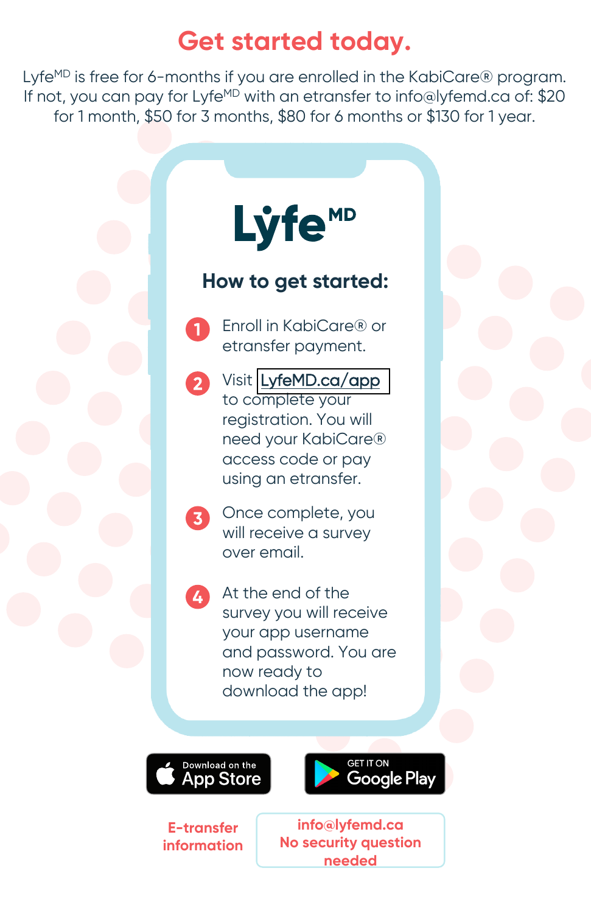# Get started today.

Lyfe[MD] is free for 6-months if you are enrolled in the KabiCare® program. If not, you can pay for Lyfe[MD] with an etransfer to info@lyfemd.ca of: $20 for 1 month, $50 for 3 months, $80 for 6 months or $130 for 1 year.

Lyfe[MD]

## How to get started:

1. Enroll in KabiCare® or etransfer payment.
2. Visit LyfeMD.ca/app to complete your registration. You will need your KabiCare® access code or pay using an etransfer.
3. Once complete, you will receive a survey over email.
4. At the end of the survey you will receive your app username and password. You are now ready to download the app!

Download on the App Store

GET IT ON Google Play

**E-transfer information**

**info@lyfemd.ca**
**No security question needed**